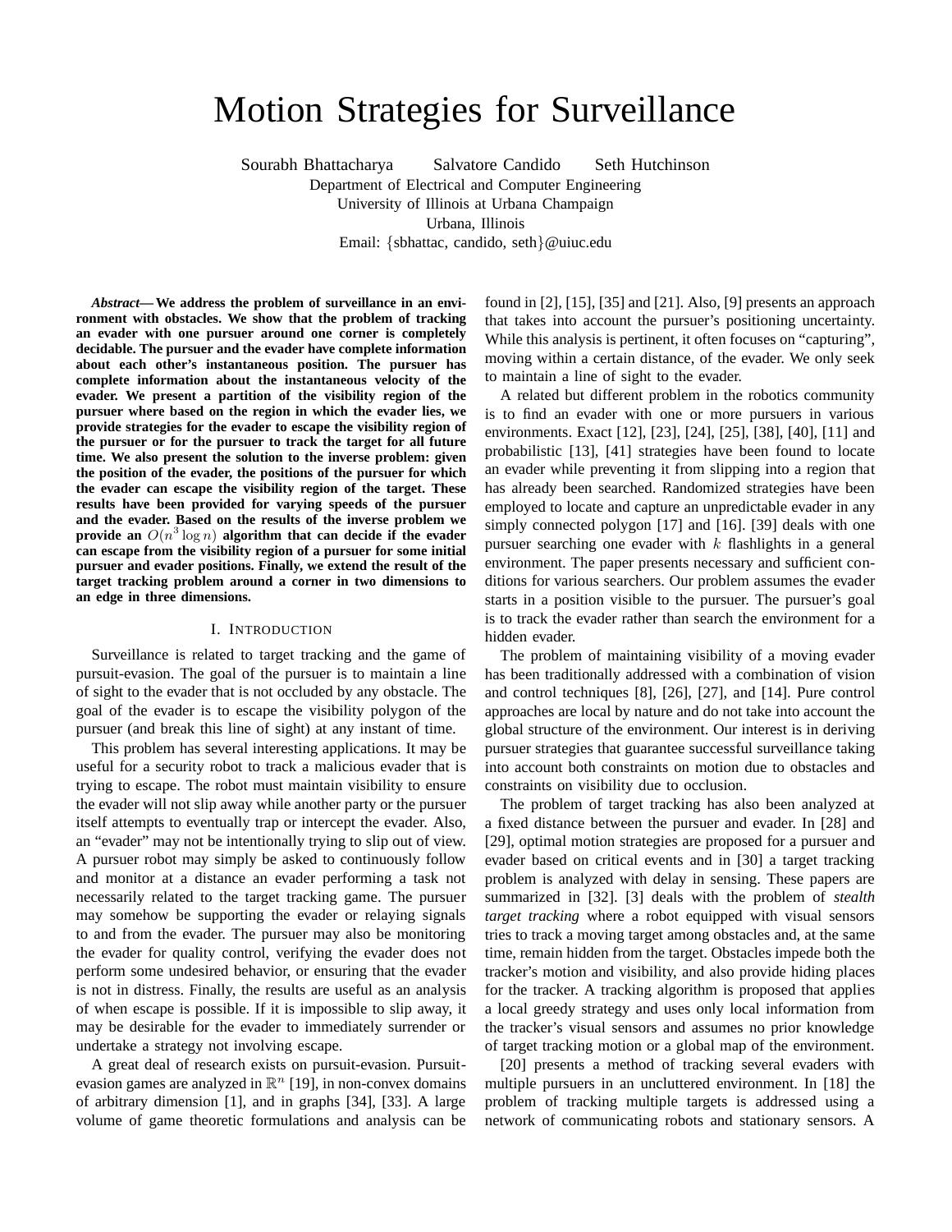# Motion Strategies for Surveillance

Sourabh Bhattacharya    Salvatore Candido    Seth Hutchinson
Department of Electrical and Computer Engineering
University of Illinois at Urbana Champaign
Urbana, Illinois
Email: {sbhattac, candido, seth}@uiuc.edu

***Abstract*— We address the problem of surveillance in an environment with obstacles. We show that the problem of tracking an evader with one pursuer around one corner is completely decidable. The pursuer and the evader have complete information about each other's instantaneous position. The pursuer has complete information about the instantaneous velocity of the evader. We present a partition of the visibility region of the pursuer where based on the region in which the evader lies, we provide strategies for the evader to escape the visibility region of the pursuer or for the pursuer to track the target for all future time. We also present the solution to the inverse problem: given the position of the evader, the positions of the pursuer for which the evader can escape the visibility region of the target. These results have been provided for varying speeds of the pursuer and the evader. Based on the results of the inverse problem we provide an $O(n^3 \log n)$ algorithm that can decide if the evader can escape from the visibility region of a pursuer for some initial pursuer and evader positions. Finally, we extend the result of the target tracking problem around a corner in two dimensions to an edge in three dimensions.**

## I. Introduction

Surveillance is related to target tracking and the game of pursuit-evasion. The goal of the pursuer is to maintain a line of sight to the evader that is not occluded by any obstacle. The goal of the evader is to escape the visibility polygon of the pursuer (and break this line of sight) at any instant of time.

This problem has several interesting applications. It may be useful for a security robot to track a malicious evader that is trying to escape. The robot must maintain visibility to ensure the evader will not slip away while another party or the pursuer itself attempts to eventually trap or intercept the evader. Also, an "evader" may not be intentionally trying to slip out of view. A pursuer robot may simply be asked to continuously follow and monitor at a distance an evader performing a task not necessarily related to the target tracking game. The pursuer may somehow be supporting the evader or relaying signals to and from the evader. The pursuer may also be monitoring the evader for quality control, verifying the evader does not perform some undesired behavior, or ensuring that the evader is not in distress. Finally, the results are useful as an analysis of when escape is possible. If it is impossible to slip away, it may be desirable for the evader to immediately surrender or undertake a strategy not involving escape.

A great deal of research exists on pursuit-evasion. Pursuit-evasion games are analyzed in $\mathbb{R}^n$ [19], in non-convex domains of arbitrary dimension [1], and in graphs [34], [33]. A large volume of game theoretic formulations and analysis can be found in [2], [15], [35] and [21]. Also, [9] presents an approach that takes into account the pursuer's positioning uncertainty. While this analysis is pertinent, it often focuses on "capturing", moving within a certain distance, of the evader. We only seek to maintain a line of sight to the evader.

A related but different problem in the robotics community is to find an evader with one or more pursuers in various environments. Exact [12], [23], [24], [25], [38], [40], [11] and probabilistic [13], [41] strategies have been found to locate an evader while preventing it from slipping into a region that has already been searched. Randomized strategies have been employed to locate and capture an unpredictable evader in any simply connected polygon [17] and [16]. [39] deals with one pursuer searching one evader with $k$ flashlights in a general environment. The paper presents necessary and sufficient conditions for various searchers. Our problem assumes the evader starts in a position visible to the pursuer. The pursuer's goal is to track the evader rather than search the environment for a hidden evader.

The problem of maintaining visibility of a moving evader has been traditionally addressed with a combination of vision and control techniques [8], [26], [27], and [14]. Pure control approaches are local by nature and do not take into account the global structure of the environment. Our interest is in deriving pursuer strategies that guarantee successful surveillance taking into account both constraints on motion due to obstacles and constraints on visibility due to occlusion.

The problem of target tracking has also been analyzed at a fixed distance between the pursuer and evader. In [28] and [29], optimal motion strategies are proposed for a pursuer and evader based on critical events and in [30] a target tracking problem is analyzed with delay in sensing. These papers are summarized in [32]. [3] deals with the problem of *stealth target tracking* where a robot equipped with visual sensors tries to track a moving target among obstacles and, at the same time, remain hidden from the target. Obstacles impede both the tracker's motion and visibility, and also provide hiding places for the tracker. A tracking algorithm is proposed that applies a local greedy strategy and uses only local information from the tracker's visual sensors and assumes no prior knowledge of target tracking motion or a global map of the environment.

[20] presents a method of tracking several evaders with multiple pursuers in an uncluttered environment. In [18] the problem of tracking multiple targets is addressed using a network of communicating robots and stationary sensors. A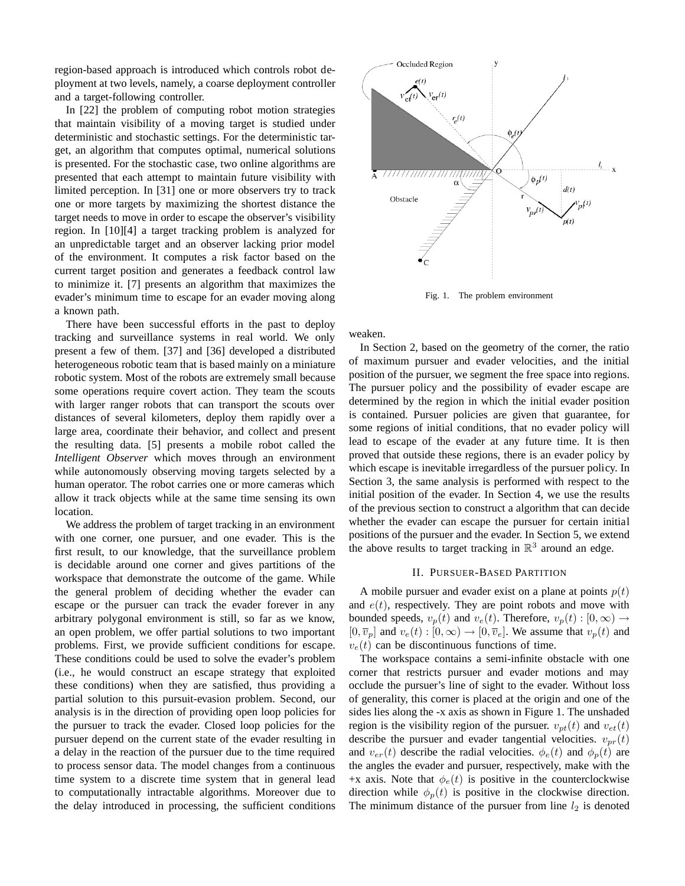region-based approach is introduced which controls robot deployment at two levels, namely, a coarse deployment controller and a target-following controller.

In [22] the problem of computing robot motion strategies that maintain visibility of a moving target is studied under deterministic and stochastic settings. For the deterministic target, an algorithm that computes optimal, numerical solutions is presented. For the stochastic case, two online algorithms are presented that each attempt to maintain future visibility with limited perception. In [31] one or more observers try to track one or more targets by maximizing the shortest distance the target needs to move in order to escape the observer's visibility region. In [10][4] a target tracking problem is analyzed for an unpredictable target and an observer lacking prior model of the environment. It computes a risk factor based on the current target position and generates a feedback control law to minimize it. [7] presents an algorithm that maximizes the evader's minimum time to escape for an evader moving along a known path.

There have been successful efforts in the past to deploy tracking and surveillance systems in real world. We only present a few of them. [37] and [36] developed a distributed heterogeneous robotic team that is based mainly on a miniature robotic system. Most of the robots are extremely small because some operations require covert action. They team the scouts with larger ranger robots that can transport the scouts over distances of several kilometers, deploy them rapidly over a large area, coordinate their behavior, and collect and present the resulting data. [5] presents a mobile robot called the *Intelligent Observer* which moves through an environment while autonomously observing moving targets selected by a human operator. The robot carries one or more cameras which allow it track objects while at the same time sensing its own location.

We address the problem of target tracking in an environment with one corner, one pursuer, and one evader. This is the first result, to our knowledge, that the surveillance problem is decidable around one corner and gives partitions of the workspace that demonstrate the outcome of the game. While the general problem of deciding whether the evader can escape or the pursuer can track the evader forever in any arbitrary polygonal environment is still, so far as we know, an open problem, we offer partial solutions to two important problems. First, we provide sufficient conditions for escape. These conditions could be used to solve the evader's problem (i.e., he would construct an escape strategy that exploited these conditions) when they are satisfied, thus providing a partial solution to this pursuit-evasion problem. Second, our analysis is in the direction of providing open loop policies for the pursuer to track the evader. Closed loop policies for the pursuer depend on the current state of the evader resulting in a delay in the reaction of the pursuer due to the time required to process sensor data. The model changes from a continuous time system to a discrete time system that in general lead to computationally intractable algorithms. Moreover due to the delay introduced in processing, the sufficient conditions weaken.

Occluded Region

y

$e(t)$

$v_{et}(t)$ $v_{er}(t)$

$r_e(t)$

$\phi_e(t)$

$l_1$

$l_2$

x

A

O

$\phi_p(t)$

$\alpha$

r

$d(t)$

Obstacle

$v_{pr}(t)$

$v_{pt}(t)$

$p(t)$

C

Fig. 1. The problem environment

In Section 2, based on the geometry of the corner, the ratio of maximum pursuer and evader velocities, and the initial position of the pursuer, we segment the free space into regions. The pursuer policy and the possibility of evader escape are determined by the region in which the initial evader position is contained. Pursuer policies are given that guarantee, for some regions of initial conditions, that no evader policy will lead to escape of the evader at any future time. It is then proved that outside these regions, there is an evader policy by which escape is inevitable irregardless of the pursuer policy. In Section 3, the same analysis is performed with respect to the initial position of the evader. In Section 4, we use the results of the previous section to construct a algorithm that can decide whether the evader can escape the pursuer for certain initial positions of the pursuer and the evader. In Section 5, we extend the above results to target tracking in $\mathbb{R}^3$ around an edge.

## II. Pursuer-Based Partition

A mobile pursuer and evader exist on a plane at points $p(t)$ and $e(t)$, respectively. They are point robots and move with bounded speeds, $v_p(t)$ and $v_e(t)$. Therefore, $v_p(t) : [0, \infty) \rightarrow [0, \overline{v}_p]$ and $v_e(t) : [0, \infty) \rightarrow [0, \overline{v}_e]$. We assume that $v_p(t)$ and $v_e(t)$ can be discontinuous functions of time.

The workspace contains a semi-infinite obstacle with one corner that restricts pursuer and evader motions and may occlude the pursuer's line of sight to the evader. Without loss of generality, this corner is placed at the origin and one of the sides lies along the -x axis as shown in Figure 1. The unshaded region is the visibility region of the pursuer. $v_{pt}(t)$ and $v_{et}(t)$ describe the pursuer and evader tangential velocities. $v_{pr}(t)$ and $v_{er}(t)$ describe the radial velocities. $\phi_e(t)$ and $\phi_p(t)$ are the angles the evader and pursuer, respectively, make with the +x axis. Note that $\phi_e(t)$ is positive in the counterclockwise direction while $\phi_p(t)$ is positive in the clockwise direction. The minimum distance of the pursuer from line $l_2$ is denoted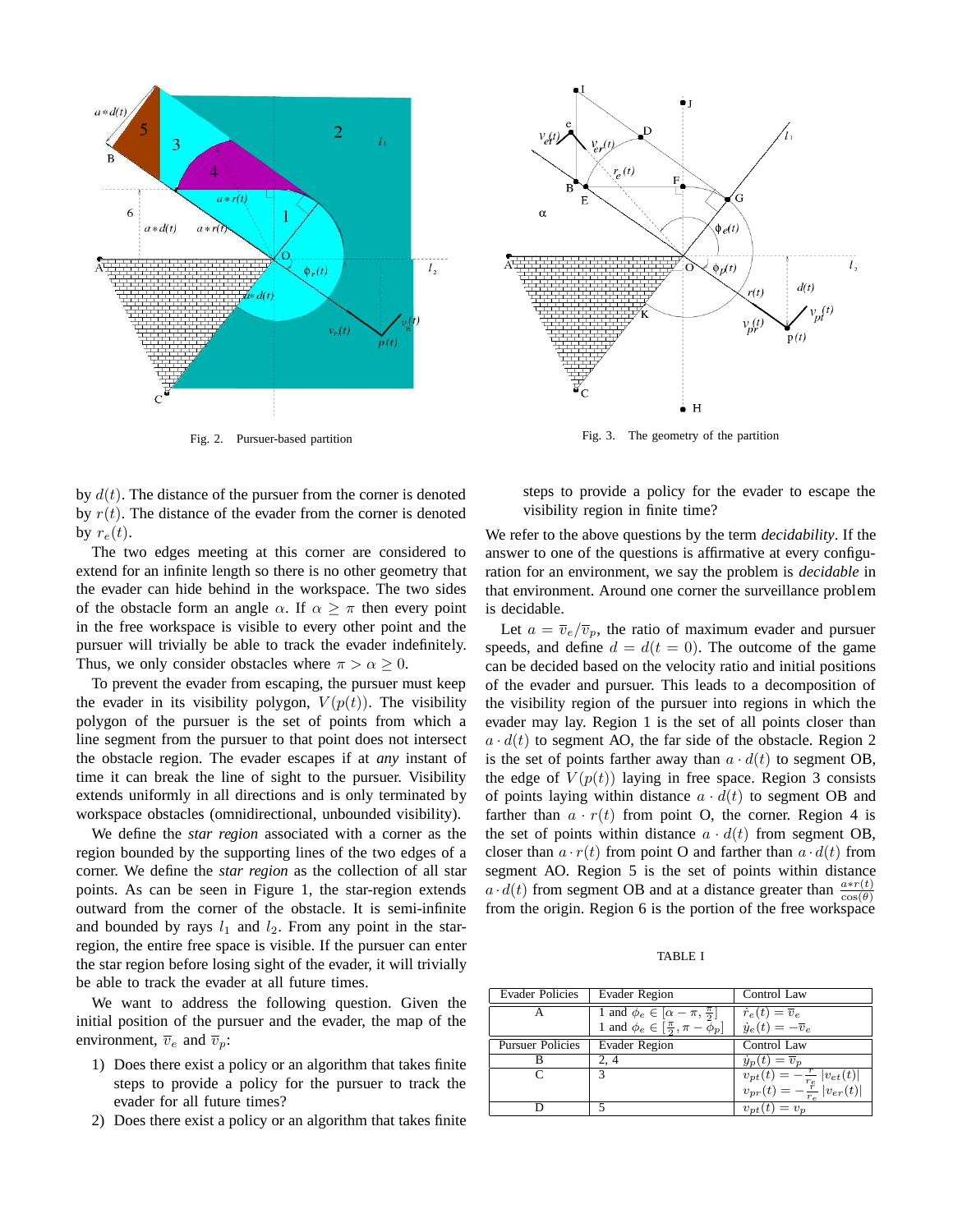Fig. 2. Pursuer-based partition

Fig. 3. The geometry of the partition

by $d(t)$. The distance of the pursuer from the corner is denoted by $r(t)$. The distance of the evader from the corner is denoted by $r_e(t)$.

The two edges meeting at this corner are considered to extend for an infinite length so there is no other geometry that the evader can hide behind in the workspace. The two sides of the obstacle form an angle $\alpha$. If $\alpha \geq \pi$ then every point in the free workspace is visible to every other point and the pursuer will trivially be able to track the evader indefinitely. Thus, we only consider obstacles where $\pi > \alpha \geq 0$.

To prevent the evader from escaping, the pursuer must keep the evader in its visibility polygon, $V(p(t))$. The visibility polygon of the pursuer is the set of points from which a line segment from the pursuer to that point does not intersect the obstacle region. The evader escapes if at ***any*** instant of time it can break the line of sight to the pursuer. Visibility extends uniformly in all directions and is only terminated by workspace obstacles (omnidirectional, unbounded visibility).

We define the *star region* associated with a corner as the region bounded by the supporting lines of the two edges of a corner. We define the *star region* as the collection of all star points. As can be seen in Figure 1, the star-region extends outward from the corner of the obstacle. It is semi-infinite and bounded by rays $l_1$ and $l_2$. From any point in the star-region, the entire free space is visible. If the pursuer can enter the star region before losing sight of the evader, it will trivially be able to track the evader at all future times.

We want to address the following question. Given the initial position of the pursuer and the evader, the map of the environment, $\overline{v}_e$ and $\overline{v}_p$:

1) Does there exist a policy or an algorithm that takes finite steps to provide a policy for the pursuer to track the evader for all future times?
2) Does there exist a policy or an algorithm that takes finite steps to provide a policy for the evader to escape the visibility region in finite time?

We refer to the above questions by the term *decidability*. If the answer to one of the questions is affirmative at every configuration for an environment, we say the problem is *decidable* in that environment. Around one corner the surveillance problem is decidable.

Let $a = \overline{v}_e/\overline{v}_p$, the ratio of maximum evader and pursuer speeds, and define $d = d(t = 0)$. The outcome of the game can be decided based on the velocity ratio and initial positions of the evader and pursuer. This leads to a decomposition of the visibility region of the pursuer into regions in which the evader may lay. Region 1 is the set of all points closer than $a \cdot d(t)$ to segment AO, the far side of the obstacle. Region 2 is the set of points farther away than $a \cdot d(t)$ to segment OB, the edge of $V(p(t))$ laying in free space. Region 3 consists of points laying within distance $a \cdot d(t)$ to segment OB and farther than $a \cdot r(t)$ from point O, the corner. Region 4 is the set of points within distance $a \cdot d(t)$ from segment OB, closer than $a \cdot r(t)$ from point O and farther than $a \cdot d(t)$ from segment AO. Region 5 is the set of points within distance $a \cdot d(t)$ from segment OB and at a distance greater than $\frac{a*r(t)}{\cos(\theta)}$ from the origin. Region 6 is the portion of the free workspace

TABLE I

| Evader Policies | Evader Region | Control Law |
|---|---|---|
| A | 1 and $\phi_e \in [\alpha - \pi, \frac{\pi}{2}]$ <br> 1 and $\phi_e \in [\frac{\pi}{2}, \pi - \phi_p]$ | $\dot{r}_e(t) = \overline{v}_e$ <br> $\dot{y}_e(t) = -\overline{v}_e$ |
| **Pursuer Policies** | **Evader Region** | **Control Law** |
| B | 2, 4 | $\dot{y}_p(t) = \overline{v}_p$ |
| C | 3 | $v_{pt}(t) = -\frac{r}{r_e} \lvert v_{et}(t) \rvert$ <br> $v_{pr}(t) = -\frac{r}{r_e} \lvert v_{er}(t) \rvert$ |
| D | 5 | $v_{pt}(t) = v_p$ |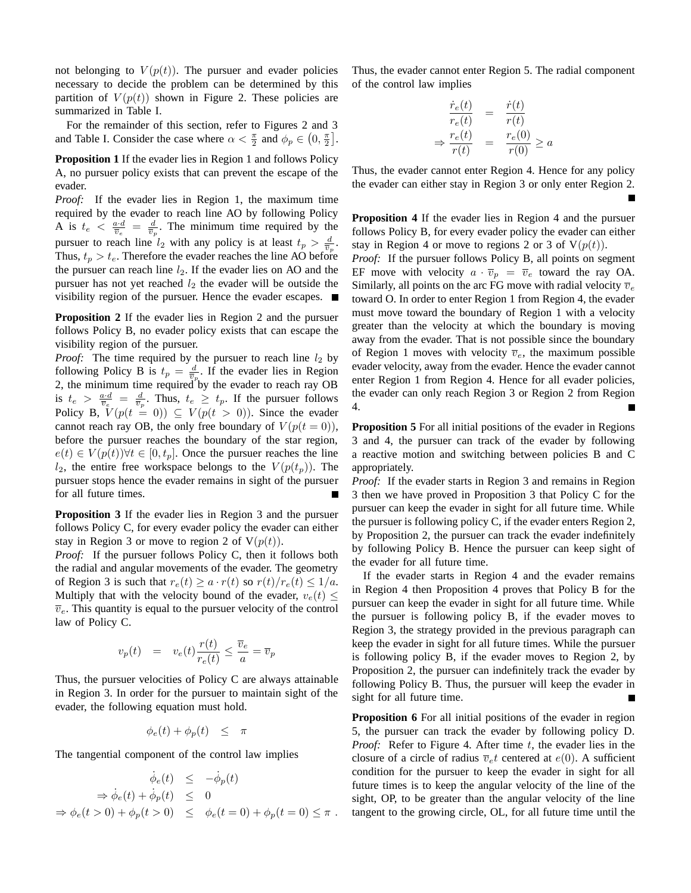not belonging to $V(p(t))$. The pursuer and evader policies necessary to decide the problem can be determined by this partition of $V(p(t))$ shown in Figure 2. These policies are summarized in Table I.

For the remainder of this section, refer to Figures 2 and 3 and Table I. Consider the case where $\alpha < \frac{\pi}{2}$ and $\phi_p \in \left(0, \frac{\pi}{2}\right]$.

**Proposition 1** If the evader lies in Region 1 and follows Policy A, no pursuer policy exists that can prevent the escape of the evader.

*Proof:* If the evader lies in Region 1, the maximum time required by the evader to reach line AO by following Policy A is $t_e < \frac{a \cdot d}{\overline{v}_e} = \frac{d}{\overline{v}_p}$. The minimum time required by the pursuer to reach line $l_2$ with any policy is at least $t_p > \frac{d}{\overline{v}_p}$. Thus, $t_p > t_e$. Therefore the evader reaches the line AO before the pursuer can reach line $l_2$. If the evader lies on AO and the pursuer has not yet reached $l_2$ the evader will be outside the visibility region of the pursuer. Hence the evader escapes. ■

**Proposition 2** If the evader lies in Region 2 and the pursuer follows Policy B, no evader policy exists that can escape the visibility region of the pursuer.

*Proof:* The time required by the pursuer to reach line $l_2$ by following Policy B is $t_p = \frac{d}{\overline{v}_p}$. If the evader lies in Region 2, the minimum time required by the evader to reach ray OB is $t_e > \frac{a \cdot d}{\overline{v}_e} = \frac{d}{\overline{v}_p}$. Thus, $t_e \geq t_p$. If the pursuer follows Policy B, $V(p(t=0)) \subseteq V(p(t>0))$. Since the evader cannot reach ray OB, the only free boundary of $V(p(t=0))$, before the pursuer reaches the boundary of the star region, $e(t) \in V(p(t)) \forall t \in [0, t_p]$. Once the pursuer reaches the line $l_2$, the entire free workspace belongs to the $V(p(t_p))$. The pursuer stops hence the evader remains in sight of the pursuer for all future times. ■

**Proposition 3** If the evader lies in Region 3 and the pursuer follows Policy C, for every evader policy the evader can either stay in Region 3 or move to region 2 of V$(p(t))$.

*Proof:* If the pursuer follows Policy C, then it follows both the radial and angular movements of the evader. The geometry of Region 3 is such that $r_e(t) \geq a \cdot r(t)$ so $r(t)/r_e(t) \leq 1/a$. Multiply that with the velocity bound of the evader, $v_e(t) \leq \overline{v}_e$. This quantity is equal to the pursuer velocity of the control law of Policy C.

$$v_p(t) \;\; = \;\; v_e(t)\frac{r(t)}{r_e(t)} \leq \frac{\overline{v}_e}{a} = \overline{v}_p$$

Thus, the pursuer velocities of Policy C are always attainable in Region 3. In order for the pursuer to maintain sight of the evader, the following equation must hold.

$$\phi_e(t) + \phi_p(t) \;\; \leq \;\; \pi$$

The tangential component of the control law implies

$$\begin{aligned} \dot{\phi}_e(t) &\leq -\dot{\phi}_p(t) \\ \Rightarrow \dot{\phi}_e(t) + \dot{\phi}_p(t) &\leq 0 \\ \Rightarrow \phi_e(t>0) + \phi_p(t>0) &\leq \phi_e(t=0) + \phi_p(t=0) \leq \pi \, . \end{aligned}$$

Thus, the evader cannot enter Region 5. The radial component of the control law implies

$$\begin{aligned} \frac{\dot{r}_e(t)}{r_e(t)} &= \frac{\dot{r}(t)}{r(t)} \\ \Rightarrow \frac{r_e(t)}{r(t)} &= \frac{r_e(0)}{r(0)} \geq a \end{aligned}$$

Thus, the evader cannot enter Region 4. Hence for any policy the evader can either stay in Region 3 or only enter Region 2. ■

**Proposition 4** If the evader lies in Region 4 and the pursuer follows Policy B, for every evader policy the evader can either stay in Region 4 or move to regions 2 or 3 of V$(p(t))$.

*Proof:* If the pursuer follows Policy B, all points on segment EF move with velocity $a \cdot \overline{v}_p = \overline{v}_e$ toward the ray OA. Similarly, all points on the arc FG move with radial velocity $\overline{v}_e$ toward O. In order to enter Region 1 from Region 4, the evader must move toward the boundary of Region 1 with a velocity greater than the velocity at which the boundary is moving away from the evader. That is not possible since the boundary of Region 1 moves with velocity $\overline{v}_e$, the maximum possible evader velocity, away from the evader. Hence the evader cannot enter Region 1 from Region 4. Hence for all evader policies, the evader can only reach Region 3 or Region 2 from Region 4. ■

**Proposition 5** For all initial positions of the evader in Regions 3 and 4, the pursuer can track of the evader by following a reactive motion and switching between policies B and C appropriately.

*Proof:* If the evader starts in Region 3 and remains in Region 3 then we have proved in Proposition 3 that Policy C for the pursuer can keep the evader in sight for all future time. While the pursuer is following policy C, if the evader enters Region 2, by Proposition 2, the pursuer can track the evader indefinitely by following Policy B. Hence the pursuer can keep sight of the evader for all future time.

If the evader starts in Region 4 and the evader remains in Region 4 then Proposition 4 proves that Policy B for the pursuer can keep the evader in sight for all future time. While the pursuer is following policy B, if the evader moves to Region 3, the strategy provided in the previous paragraph can keep the evader in sight for all future times. While the pursuer is following policy B, if the evader moves to Region 2, by Proposition 2, the pursuer can indefinitely track the evader by following Policy B. Thus, the pursuer will keep the evader in sight for all future time. ■

**Proposition 6** For all initial positions of the evader in region 5, the pursuer can track the evader by following policy D.

*Proof:* Refer to Figure 4. After time $t$, the evader lies in the closure of a circle of radius $\overline{v}_e t$ centered at $e(0)$. A sufficient condition for the pursuer to keep the evader in sight for all future times is to keep the angular velocity of the line of the sight, OP, to be greater than the angular velocity of the line tangent to the growing circle, OL, for all future time until the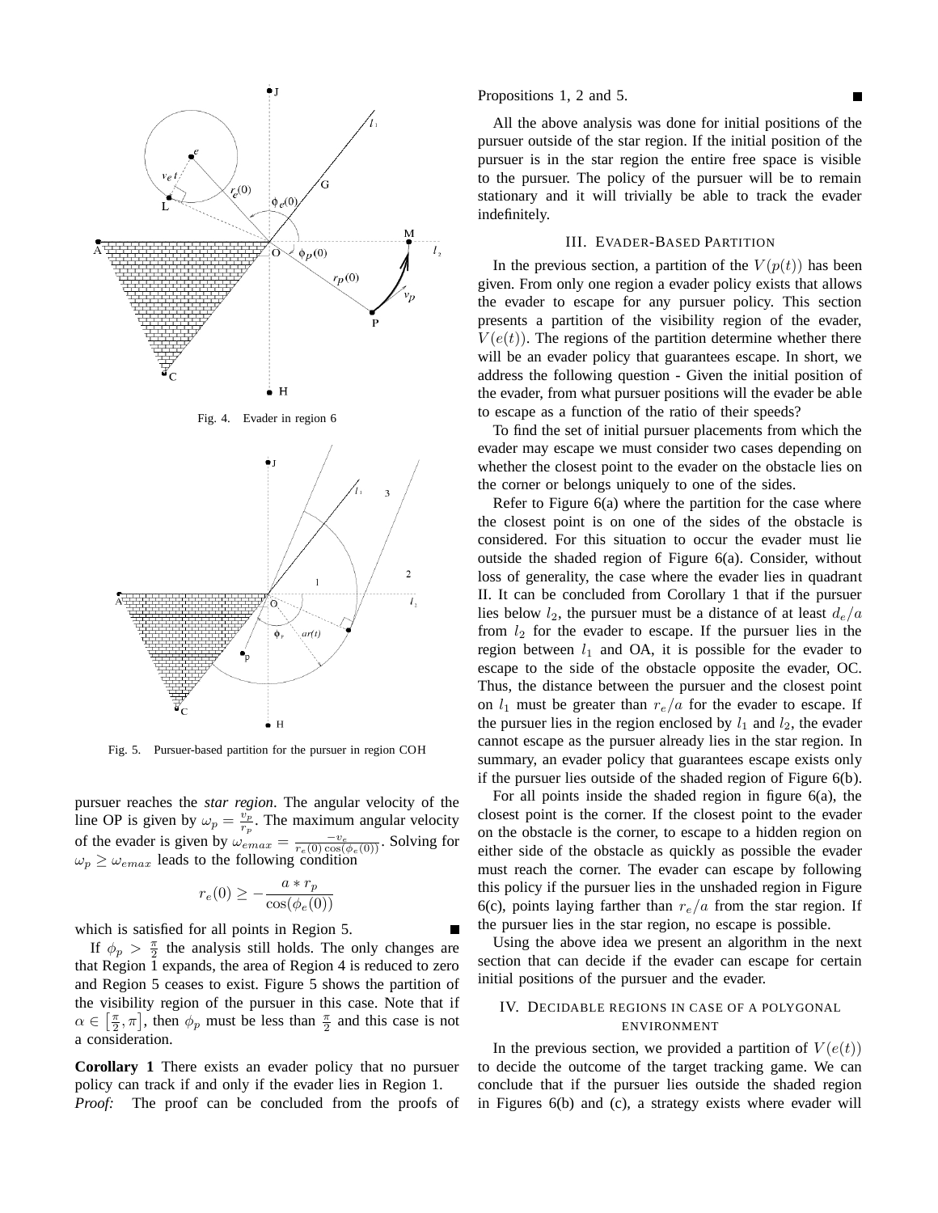Fig. 4. Evader in region 6

Fig. 5. Pursuer-based partition for the pursuer in region COH

pursuer reaches the *star region*. The angular velocity of the line OP is given by $\omega_p = \frac{v_p}{r_p}$. The maximum angular velocity of the evader is given by $\omega_{emax} = \frac{-v_e}{r_e(0)\cos(\phi_e(0))}$. Solving for $\omega_p \geq \omega_{emax}$ leads to the following condition

$$r_e(0) \geq -\frac{a * r_p}{\cos(\phi_e(0))}$$

which is satisfied for all points in Region 5. ∎

If $\phi_p > \frac{\pi}{2}$ the analysis still holds. The only changes are that Region 1 expands, the area of Region 4 is reduced to zero and Region 5 ceases to exist. Figure 5 shows the partition of the visibility region of the pursuer in this case. Note that if $\alpha \in \left[\frac{\pi}{2}, \pi\right]$, then $\phi_p$ must be less than $\frac{\pi}{2}$ and this case is not a consideration.

**Corollary 1** There exists an evader policy that no pursuer policy can track if and only if the evader lies in Region 1.

*Proof:* The proof can be concluded from the proofs of Propositions 1, 2 and 5. ∎

All the above analysis was done for initial positions of the pursuer outside of the star region. If the initial position of the pursuer is in the star region the entire free space is visible to the pursuer. The policy of the pursuer will be to remain stationary and it will trivially be able to track the evader indefinitely.

## III. Evader-Based Partition

In the previous section, a partition of the $V(p(t))$ has been given. From only one region a evader policy exists that allows the evader to escape for any pursuer policy. This section presents a partition of the visibility region of the evader, $V(e(t))$. The regions of the partition determine whether there will be an evader policy that guarantees escape. In short, we address the following question - Given the initial position of the evader, from what pursuer positions will the evader be able to escape as a function of the ratio of their speeds?

To find the set of initial pursuer placements from which the evader may escape we must consider two cases depending on whether the closest point to the evader on the obstacle lies on the corner or belongs uniquely to one of the sides.

Refer to Figure 6(a) where the partition for the case where the closest point is on one of the sides of the obstacle is considered. For this situation to occur the evader must lie outside the shaded region of Figure 6(a). Consider, without loss of generality, the case where the evader lies in quadrant II. It can be concluded from Corollary 1 that if the pursuer lies below $l_2$, the pursuer must be a distance of at least $d_e/a$ from $l_2$ for the evader to escape. If the pursuer lies in the region between $l_1$ and OA, it is possible for the evader to escape to the side of the obstacle opposite the evader, OC. Thus, the distance between the pursuer and the closest point on $l_1$ must be greater than $r_e/a$ for the evader to escape. If the pursuer lies in the region enclosed by $l_1$ and $l_2$, the evader cannot escape as the pursuer already lies in the star region. In summary, an evader policy that guarantees escape exists only if the pursuer lies outside of the shaded region of Figure 6(b).

For all points inside the shaded region in figure 6(a), the closest point is the corner. If the closest point to the evader on the obstacle is the corner, to escape to a hidden region on either side of the obstacle as quickly as possible the evader must reach the corner. The evader can escape by following this policy if the pursuer lies in the unshaded region in Figure 6(c), points laying farther than $r_e/a$ from the star region. If the pursuer lies in the star region, no escape is possible.

Using the above idea we present an algorithm in the next section that can decide if the evader can escape for certain initial positions of the pursuer and the evader.

## IV. Decidable Regions in Case of a Polygonal Environment

In the previous section, we provided a partition of $V(e(t))$ to decide the outcome of the target tracking game. We can conclude that if the pursuer lies outside the shaded region in Figures 6(b) and (c), a strategy exists where evader will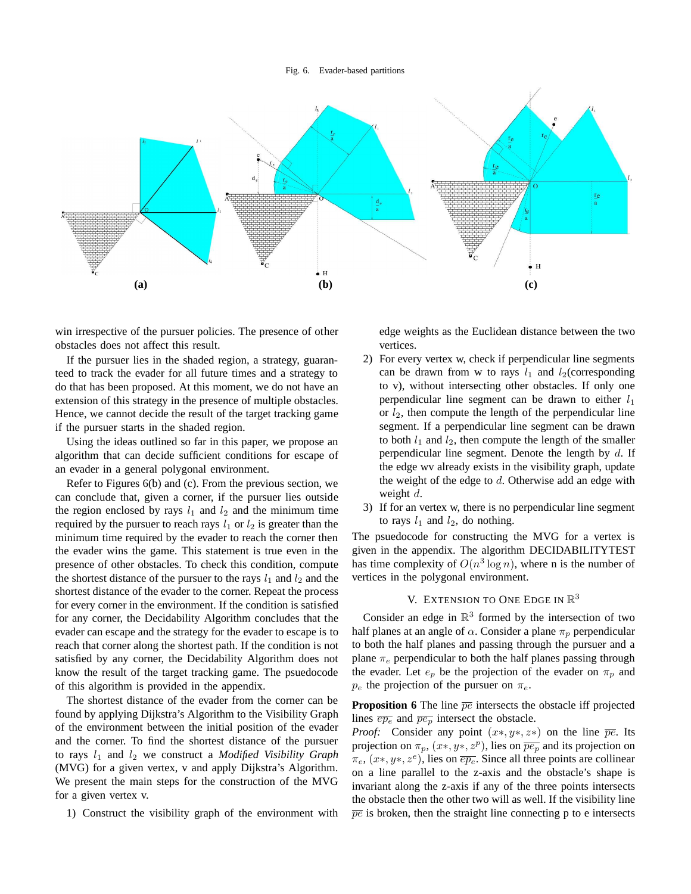Fig. 6. Evader-based partitions

(a)

(b)

(c)

win irrespective of the pursuer policies. The presence of other obstacles does not affect this result.

If the pursuer lies in the shaded region, a strategy, guaranteed to track the evader for all future times and a strategy to do that has been proposed. At this moment, we do not have an extension of this strategy in the presence of multiple obstacles. Hence, we cannot decide the result of the target tracking game if the pursuer starts in the shaded region.

Using the ideas outlined so far in this paper, we propose an algorithm that can decide sufficient conditions for escape of an evader in a general polygonal environment.

Refer to Figures 6(b) and (c). From the previous section, we can conclude that, given a corner, if the pursuer lies outside the region enclosed by rays $l_1$ and $l_2$ and the minimum time required by the pursuer to reach rays $l_1$ or $l_2$ is greater than the minimum time required by the evader to reach the corner then the evader wins the game. This statement is true even in the presence of other obstacles. To check this condition, compute the shortest distance of the pursuer to the rays $l_1$ and $l_2$ and the shortest distance of the evader to the corner. Repeat the process for every corner in the environment. If the condition is satisfied for any corner, the Decidability Algorithm concludes that the evader can escape and the strategy for the evader to escape is to reach that corner along the shortest path. If the condition is not satisfied by any corner, the Decidability Algorithm does not know the result of the target tracking game. The psuedocode of this algorithm is provided in the appendix.

The shortest distance of the evader from the corner can be found by applying Dijkstra's Algorithm to the Visibility Graph of the environment between the initial position of the evader and the corner. To find the shortest distance of the pursuer to rays $l_1$ and $l_2$ we construct a *Modified Visibility Graph* (MVG) for a given vertex, v and apply Dijkstra's Algorithm. We present the main steps for the construction of the MVG for a given vertex v.

1) Construct the visibility graph of the environment with edge weights as the Euclidean distance between the two vertices.
2) For every vertex w, check if perpendicular line segments can be drawn from w to rays $l_1$ and $l_2$(corresponding to v), without intersecting other obstacles. If only one perpendicular line segment can be drawn to either $l_1$ or $l_2$, then compute the length of the perpendicular line segment. If a perpendicular line segment can be drawn to both $l_1$ and $l_2$, then compute the length of the smaller perpendicular line segment. Denote the length by $d$. If the edge wv already exists in the visibility graph, update the weight of the edge to $d$. Otherwise add an edge with weight $d$.
3) If for an vertex w, there is no perpendicular line segment to rays $l_1$ and $l_2$, do nothing.

The psuedocode for constructing the MVG for a vertex is given in the appendix. The algorithm DECIDABILITYTEST has time complexity of $O(n^3 \log n)$, where n is the number of vertices in the polygonal environment.

## V. Extension to One Edge in $\mathbb{R}^3$

Consider an edge in $\mathbb{R}^3$ formed by the intersection of two half planes at an angle of $\alpha$. Consider a plane $\pi_p$ perpendicular to both the half planes and passing through the pursuer and a plane $\pi_e$ perpendicular to both the half planes passing through the evader. Let $e_p$ be the projection of the evader on $\pi_p$ and $p_e$ the projection of the pursuer on $\pi_e$.

**Proposition 6** The line $\overline{pe}$ intersects the obstacle iff projected lines $\overline{ep_e}$ and $\overline{pe_p}$ intersect the obstacle.

*Proof:* Consider any point $(x*, y*, z*)$ on the line $\overline{pe}$. Its projection on $\pi_p$, $(x*, y*, z^p)$, lies on $\overline{pe_p}$ and its projection on $\pi_e$, $(x*, y*, z^e)$, lies on $\overline{ep_e}$. Since all three points are collinear on a line parallel to the z-axis and the obstacle's shape is invariant along the z-axis if any of the three points intersects the obstacle then the other two will as well. If the visibility line $\overline{pe}$ is broken, then the straight line connecting p to e intersects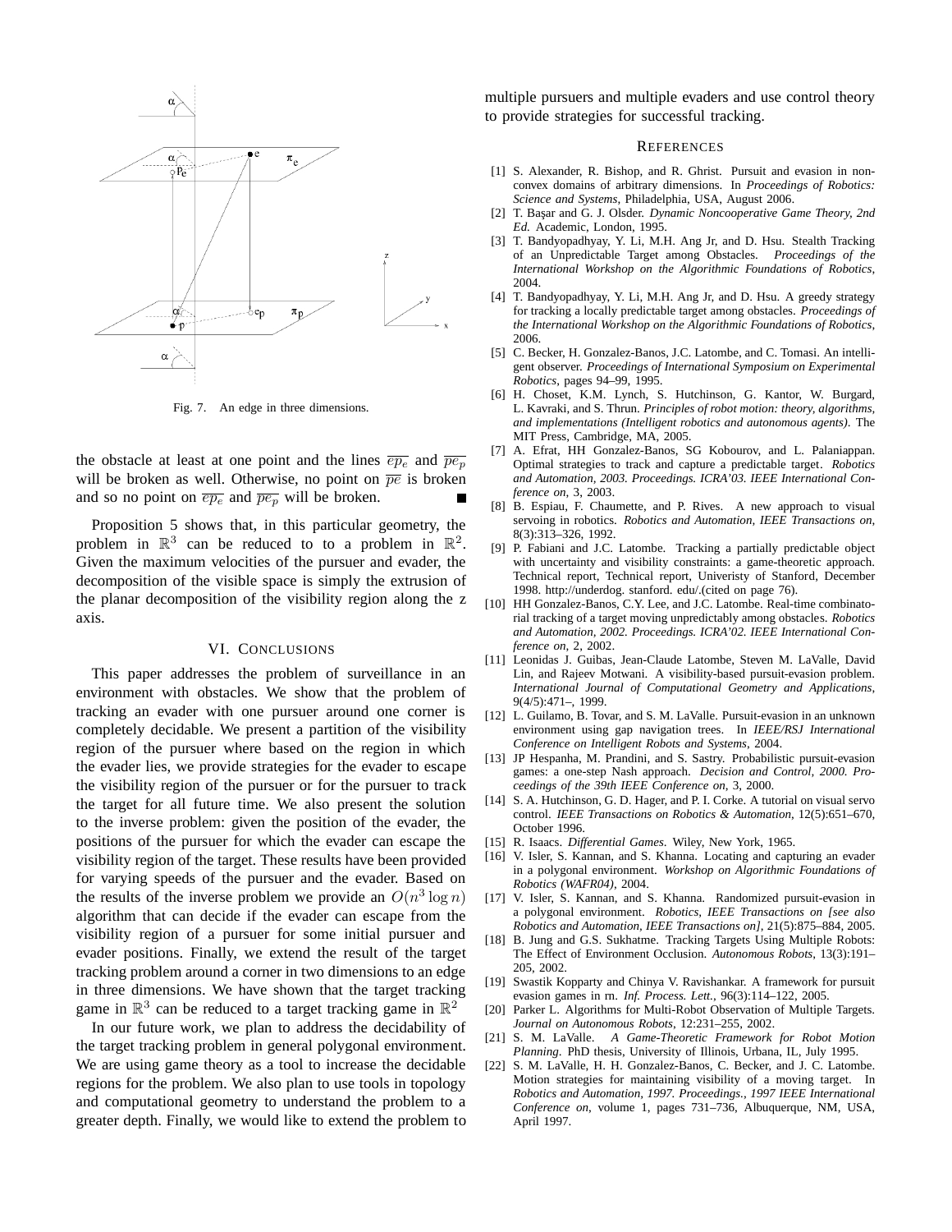α

α

$p_e$

e

$\pi_e$

z

y

x

α

$e_p$

$\pi_p$

p

α

Fig. 7. An edge in three dimensions.

the obstacle at least at one point and the lines $\overline{ep_e}$ and $\overline{pe_p}$ will be broken as well. Otherwise, no point on $\overline{pe}$ is broken and so no point on $\overline{ep_e}$ and $\overline{pe_p}$ will be broken. ■

Proposition 5 shows that, in this particular geometry, the problem in $\mathbb{R}^3$ can be reduced to to a problem in $\mathbb{R}^2$. Given the maximum velocities of the pursuer and evader, the decomposition of the visible space is simply the extrusion of the planar decomposition of the visibility region along the z axis.

## VI. Conclusions

This paper addresses the problem of surveillance in an environment with obstacles. We show that the problem of tracking an evader with one pursuer around one corner is completely decidable. We present a partition of the visibility region of the pursuer where based on the region in which the evader lies, we provide strategies for the evader to escape the visibility region of the pursuer or for the pursuer to track the target for all future time. We also present the solution to the inverse problem: given the position of the evader, the positions of the pursuer for which the evader can escape the visibility region of the target. These results have been provided for varying speeds of the pursuer and the evader. Based on the results of the inverse problem we provide an $O(n^3 \log n)$ algorithm that can decide if the evader can escape from the visibility region of a pursuer for some initial pursuer and evader positions. Finally, we extend the result of the target tracking problem around a corner in two dimensions to an edge in three dimensions. We have shown that the target tracking game in $\mathbb{R}^3$ can be reduced to a target tracking game in $\mathbb{R}^2$

In our future work, we plan to address the decidability of the target tracking problem in general polygonal environment. We are using game theory as a tool to increase the decidable regions for the problem. We also plan to use tools in topology and computational geometry to understand the problem to a greater depth. Finally, we would like to extend the problem to multiple pursuers and multiple evaders and use control theory to provide strategies for successful tracking.

## References

[1] S. Alexander, R. Bishop, and R. Ghrist. Pursuit and evasion in non-convex domains of arbitrary dimensions. In *Proceedings of Robotics: Science and Systems*, Philadelphia, USA, August 2006.

[2] T. Başar and G. J. Olsder. *Dynamic Noncooperative Game Theory, 2nd Ed.* Academic, London, 1995.

[3] T. Bandyopadhyay, Y. Li, M.H. Ang Jr, and D. Hsu. Stealth Tracking of an Unpredictable Target among Obstacles. *Proceedings of the International Workshop on the Algorithmic Foundations of Robotics*, 2004.

[4] T. Bandyopadhyay, Y. Li, M.H. Ang Jr, and D. Hsu. A greedy strategy for tracking a locally predictable target among obstacles. *Proceedings of the International Workshop on the Algorithmic Foundations of Robotics*, 2006.

[5] C. Becker, H. Gonzalez-Banos, J.C. Latombe, and C. Tomasi. An intelligent observer. *Proceedings of International Symposium on Experimental Robotics*, pages 94–99, 1995.

[6] H. Choset, K.M. Lynch, S. Hutchinson, G. Kantor, W. Burgard, L. Kavraki, and S. Thrun. *Principles of robot motion: theory, algorithms, and implementations (Intelligent robotics and autonomous agents)*. The MIT Press, Cambridge, MA, 2005.

[7] A. Efrat, HH Gonzalez-Banos, SG Kobourov, and L. Palaniappan. Optimal strategies to track and capture a predictable target. *Robotics and Automation, 2003. Proceedings. ICRA'03. IEEE International Conference on*, 3, 2003.

[8] B. Espiau, F. Chaumette, and P. Rives. A new approach to visual servoing in robotics. *Robotics and Automation, IEEE Transactions on*, 8(3):313–326, 1992.

[9] P. Fabiani and J.C. Latombe. Tracking a partially predictable object with uncertainty and visibility constraints: a game-theoretic approach. Technical report, Technical report, Univeristy of Stanford, December 1998. http://underdog. stanford. edu/.(cited on page 76).

[10] HH Gonzalez-Banos, C.Y. Lee, and J.C. Latombe. Real-time combinatorial tracking of a target moving unpredictably among obstacles. *Robotics and Automation, 2002. Proceedings. ICRA'02. IEEE International Conference on*, 2, 2002.

[11] Leonidas J. Guibas, Jean-Claude Latombe, Steven M. LaValle, David Lin, and Rajeev Motwani. A visibility-based pursuit-evasion problem. *International Journal of Computational Geometry and Applications*, 9(4/5):471–, 1999.

[12] L. Guilamo, B. Tovar, and S. M. LaValle. Pursuit-evasion in an unknown environment using gap navigation trees. In *IEEE/RSJ International Conference on Intelligent Robots and Systems*, 2004.

[13] JP Hespanha, M. Prandini, and S. Sastry. Probabilistic pursuit-evasion games: a one-step Nash approach. *Decision and Control, 2000. Proceedings of the 39th IEEE Conference on*, 3, 2000.

[14] S. A. Hutchinson, G. D. Hager, and P. I. Corke. A tutorial on visual servo control. *IEEE Transactions on Robotics & Automation*, 12(5):651–670, October 1996.

[15] R. Isaacs. *Differential Games*. Wiley, New York, 1965.

[16] V. Isler, S. Kannan, and S. Khanna. Locating and capturing an evader in a polygonal environment. *Workshop on Algorithmic Foundations of Robotics (WAFR04)*, 2004.

[17] V. Isler, S. Kannan, and S. Khanna. Randomized pursuit-evasion in a polygonal environment. *Robotics, IEEE Transactions on [see also Robotics and Automation, IEEE Transactions on]*, 21(5):875–884, 2005.

[18] B. Jung and G.S. Sukhatme. Tracking Targets Using Multiple Robots: The Effect of Environment Occlusion. *Autonomous Robots*, 13(3):191–205, 2002.

[19] Swastik Kopparty and Chinya V. Ravishankar. A framework for pursuit evasion games in rn. *Inf. Process. Lett.*, 96(3):114–122, 2005.

[20] Parker L. Algorithms for Multi-Robot Observation of Multiple Targets. *Journal on Autonomous Robots*, 12:231–255, 2002.

[21] S. M. LaValle. *A Game-Theoretic Framework for Robot Motion Planning*. PhD thesis, University of Illinois, Urbana, IL, July 1995.

[22] S. M. LaValle, H. H. Gonzalez-Banos, C. Becker, and J. C. Latombe. Motion strategies for maintaining visibility of a moving target. In *Robotics and Automation, 1997. Proceedings., 1997 IEEE International Conference on*, volume 1, pages 731–736, Albuquerque, NM, USA, April 1997.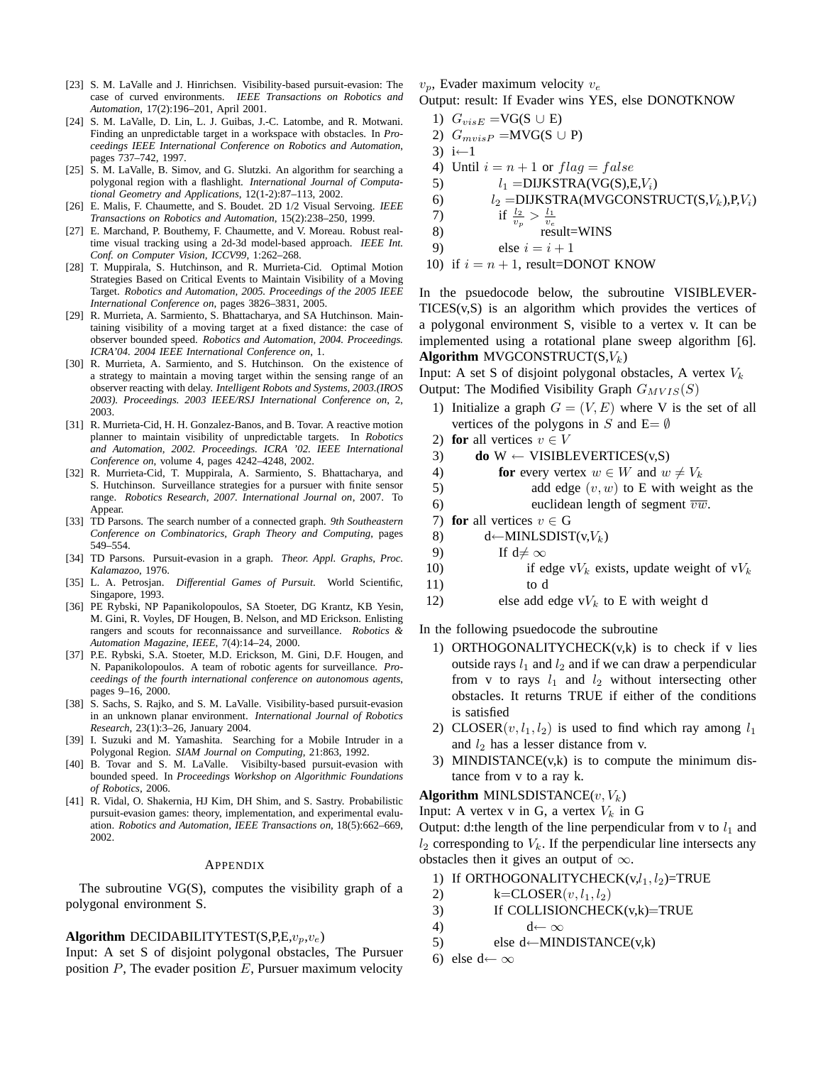[23] S. M. LaValle and J. Hinrichsen. Visibility-based pursuit-evasion: The case of curved environments. *IEEE Transactions on Robotics and Automation*, 17(2):196–201, April 2001.

[24] S. M. LaValle, D. Lin, L. J. Guibas, J.-C. Latombe, and R. Motwani. Finding an unpredictable target in a workspace with obstacles. In *Proceedings IEEE International Conference on Robotics and Automation*, pages 737–742, 1997.

[25] S. M. LaValle, B. Simov, and G. Slutzki. An algorithm for searching a polygonal region with a flashlight. *International Journal of Computational Geometry and Applications*, 12(1-2):87–113, 2002.

[26] E. Malis, F. Chaumette, and S. Boudet. 2D 1/2 Visual Servoing. *IEEE Transactions on Robotics and Automation*, 15(2):238–250, 1999.

[27] E. Marchand, P. Bouthemy, F. Chaumette, and V. Moreau. Robust real-time visual tracking using a 2d-3d model-based approach. *IEEE Int. Conf. on Computer Vision, ICCV99*, 1:262–268.

[28] T. Muppirala, S. Hutchinson, and R. Murrieta-Cid. Optimal Motion Strategies Based on Critical Events to Maintain Visibility of a Moving Target. *Robotics and Automation, 2005. Proceedings of the 2005 IEEE International Conference on*, pages 3826–3831, 2005.

[29] R. Murrieta, A. Sarmiento, S. Bhattacharya, and SA Hutchinson. Maintaining visibility of a moving target at a fixed distance: the case of observer bounded speed. *Robotics and Automation, 2004. Proceedings. ICRA'04. 2004 IEEE International Conference on*, 1.

[30] R. Murrieta, A. Sarmiento, and S. Hutchinson. On the existence of a strategy to maintain a moving target within the sensing range of an observer reacting with delay. *Intelligent Robots and Systems, 2003.(IROS 2003). Proceedings. 2003 IEEE/RSJ International Conference on*, 2, 2003.

[31] R. Murrieta-Cid, H. H. Gonzalez-Banos, and B. Tovar. A reactive motion planner to maintain visibility of unpredictable targets. In *Robotics and Automation, 2002. Proceedings. ICRA '02. IEEE International Conference on*, volume 4, pages 4242–4248, 2002.

[32] R. Murrieta-Cid, T. Muppirala, A. Sarmiento, S. Bhattacharya, and S. Hutchinson. Surveillance strategies for a pursuer with finite sensor range. *Robotics Research, 2007. International Journal on*, 2007. To Appear.

[33] TD Parsons. The search number of a connected graph. *9th Southeastern Conference on Combinatorics, Graph Theory and Computing*, pages 549–554.

[34] TD Parsons. Pursuit-evasion in a graph. *Theor. Appl. Graphs, Proc. Kalamazoo*, 1976.

[35] L. A. Petrosjan. *Differential Games of Pursuit*. World Scientific, Singapore, 1993.

[36] PE Rybski, NP Papanikolopoulos, SA Stoeter, DG Krantz, KB Yesin, M. Gini, R. Voyles, DF Hougen, B. Nelson, and MD Erickson. Enlisting rangers and scouts for reconnaissance and surveillance. *Robotics & Automation Magazine, IEEE*, 7(4):14–24, 2000.

[37] P.E. Rybski, S.A. Stoeter, M.D. Erickson, M. Gini, D.F. Hougen, and N. Papanikolopoulos. A team of robotic agents for surveillance. *Proceedings of the fourth international conference on autonomous agents*, pages 9–16, 2000.

[38] S. Sachs, S. Rajko, and S. M. LaValle. Visibility-based pursuit-evasion in an unknown planar environment. *International Journal of Robotics Research*, 23(1):3–26, January 2004.

[39] I. Suzuki and M. Yamashita. Searching for a Mobile Intruder in a Polygonal Region. *SIAM Journal on Computing*, 21:863, 1992.

[40] B. Tovar and S. M. LaValle. Visibilty-based pursuit-evasion with bounded speed. In *Proceedings Workshop on Algorithmic Foundations of Robotics*, 2006.

[41] R. Vidal, O. Shakernia, HJ Kim, DH Shim, and S. Sastry. Probabilistic pursuit-evasion games: theory, implementation, and experimental evaluation. *Robotics and Automation, IEEE Transactions on*, 18(5):662–669, 2002.

## APPENDIX

The subroutine VG(S), computes the visibility graph of a polygonal environment S.

**Algorithm** DECIDABILITYTEST(S,P,E,$v_p$,$v_e$)

Input: A set S of disjoint polygonal obstacles, The Pursuer position $P$, The evader position $E$, Pursuer maximum velocity $v_p$, Evader maximum velocity $v_e$

Output: result: If Evader wins YES, else DONOTKNOW

1) $G_{visE}$ =VG(S ∪ E)
2) $G_{mvisP}$ =MVG(S ∪ P)
3) i←1
4) Until $i = n + 1$ or $flag = false$
5) $l_1$ =DIJKSTRA(VG(S),E,$V_i$)
6) $l_2$ =DIJKSTRA(MVGCONSTRUCT(S,$V_k$),P,$V_i$)
7) if $\frac{l_2}{v_p} > \frac{l_1}{v_e}$
8) result=WINS
9) else $i = i + 1$
10) if $i = n + 1$, result=DONOT KNOW

In the psuedocode below, the subroutine VISIBLEVERTICES(v,S) is an algorithm which provides the vertices of a polygonal environment S, visible to a vertex v. It can be implemented using a rotational plane sweep algorithm [6].

**Algorithm** MVGCONSTRUCT(S,$V_k$)

Input: A set S of disjoint polygonal obstacles, A vertex $V_k$

Output: The Modified Visibility Graph $G_{MVIS}(S)$

1) Initialize a graph $G = (V, E)$ where V is the set of all vertices of the polygons in $S$ and E= ∅
2) **for** all vertices $v \in V$
3) **do** W ← VISIBLEVERTICES(v,S)
4) **for** every vertex $w \in W$ and $w \neq V_k$
5) add edge $(v, w)$ to E with weight as the
6) euclidean length of segment $\overline{vw}$.
7) **for** all vertices $v \in$ G
8) d←MINLSDIST(v,$V_k$)
9) If d≠ ∞
10) if edge v$V_k$ exists, update weight of v$V_k$
11) to d
12) else add edge v$V_k$ to E with weight d

In the following psuedocode the subroutine

1) ORTHOGONALITYCHECK(v,k) is to check if v lies outside rays $l_1$ and $l_2$ and if we can draw a perpendicular from v to rays $l_1$ and $l_2$ without intersecting other obstacles. It returns TRUE if either of the conditions is satisfied
2) CLOSER($v, l_1, l_2$) is used to find which ray among $l_1$ and $l_2$ has a lesser distance from v.
3) MINDISTANCE(v,k) is to compute the minimum distance from v to a ray k.

**Algorithm** MINLSDISTANCE($v, V_k$)

Input: A vertex v in G, a vertex $V_k$ in G

Output: d:the length of the line perpendicular from v to $l_1$ and $l_2$ corresponding to $V_k$. If the perpendicular line intersects any obstacles then it gives an output of ∞.

1) If ORTHOGONALITYCHECK(v,$l_1, l_2$)=TRUE
2) k=CLOSER($v, l_1, l_2$)
3) If COLLISIONCHECK(v,k)=TRUE
4) d← ∞
5) else d←MINDISTANCE(v,k)
6) else d← ∞